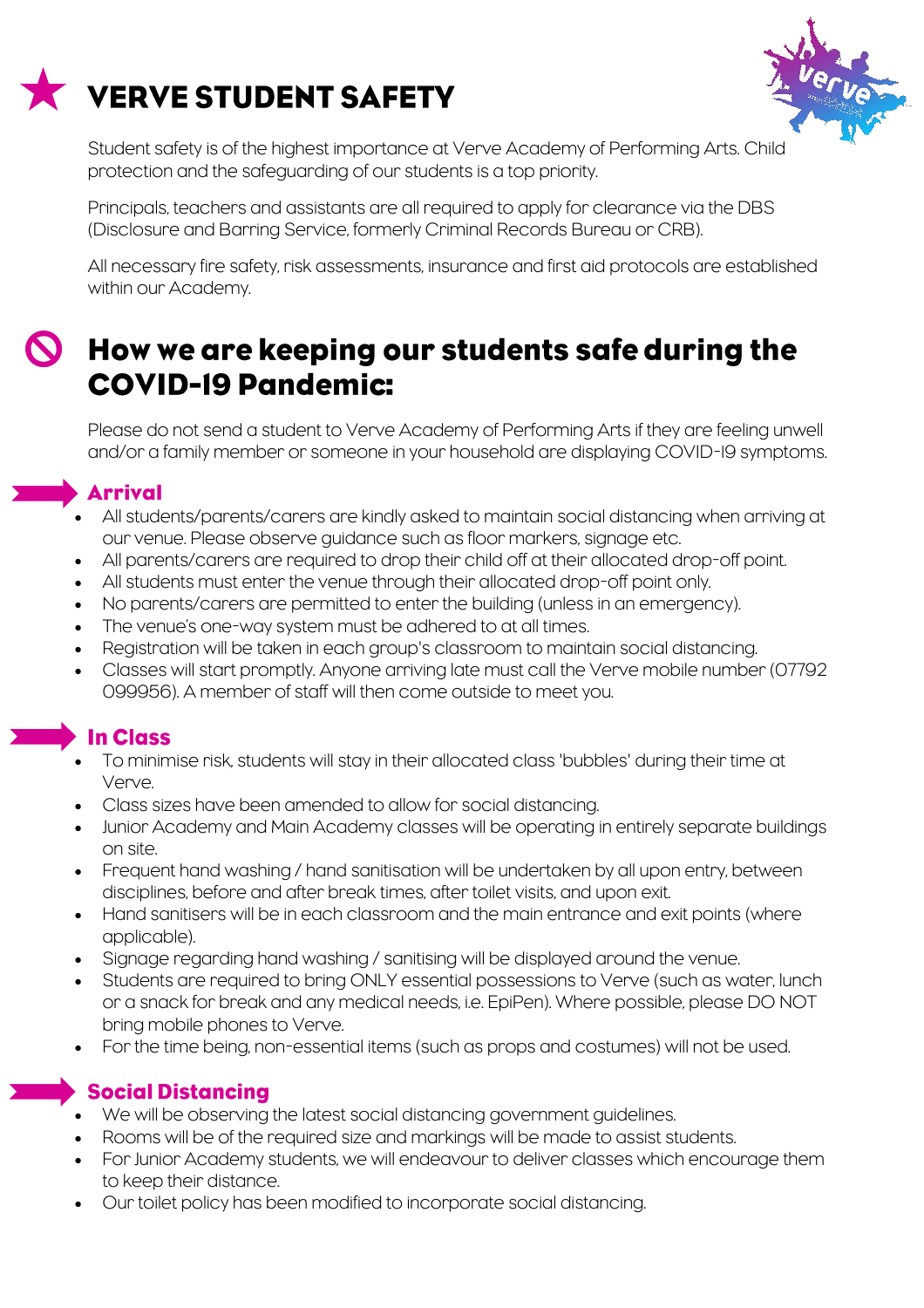# VERVE STUDENT SAFETY

Student safety is of the highest importance at Verve Academy of Performing Arts. Child protection and the safeguarding of our students is a top priority.

Principals, teachers and assistants are all required to apply for clearance via the DBS (Disclosure and Barring Service, formerly Criminal Records Bureau or CRB).

All necessary fire safety, risk assessments, insurance and first aid protocols are established within our Academy.

## How we are keeping our students safe during the COVID-19 Pandemic:

Please do not send a student to Verve Academy of Performing Arts if they are feeling unwell and/or a family member or someone in your household are displaying COVID-19 symptoms.

### Arrival

- All students/parents/carers are kindly asked to maintain social distancing when arriving at our venue. Please observe guidance such as floor markers, signage etc.
- All parents/carers are required to drop their child off at their allocated drop-off point.
- All students must enter the venue through their allocated drop-off point only.
- No parents/carers are permitted to enter the building (unless in an emergency).
- The venue's one-way system must be adhered to at all times.
- Registration will be taken in each group's classroom to maintain social distancing.
- Classes will start promptly. Anyone arriving late must call the Verve mobile number (07792 099956). A member of staff will then come outside to meet you.

### In Class

- To minimise risk, students will stay in their allocated class 'bubbles' during their time at Verve.
- Class sizes have been amended to allow for social distancing.
- Junior Academy and Main Academy classes will be operating in entirely separate buildings on site.
- Frequent hand washing / hand sanitisation will be undertaken by all upon entry, between disciplines, before and after break times, after toilet visits, and upon exit.
- Hand sanitisers will be in each classroom and the main entrance and exit points (where applicable).
- Signage regarding hand washing / sanitising will be displayed around the venue.
- Students are required to bring ONLY essential possessions to Verve (such as water, lunch or a snack for break and any medical needs, i.e. EpiPen). Where possible, please DO NOT bring mobile phones to Verve.
- For the time being, non-essential items (such as props and costumes) will not be used.

### Social Distancing

- We will be observing the latest social distancing government guidelines.
- Rooms will be of the required size and markings will be made to assist students.
- For Junior Academy students, we will endeavour to deliver classes which encourage them to keep their distance.
- Our toilet policy has been modified to incorporate social distancing.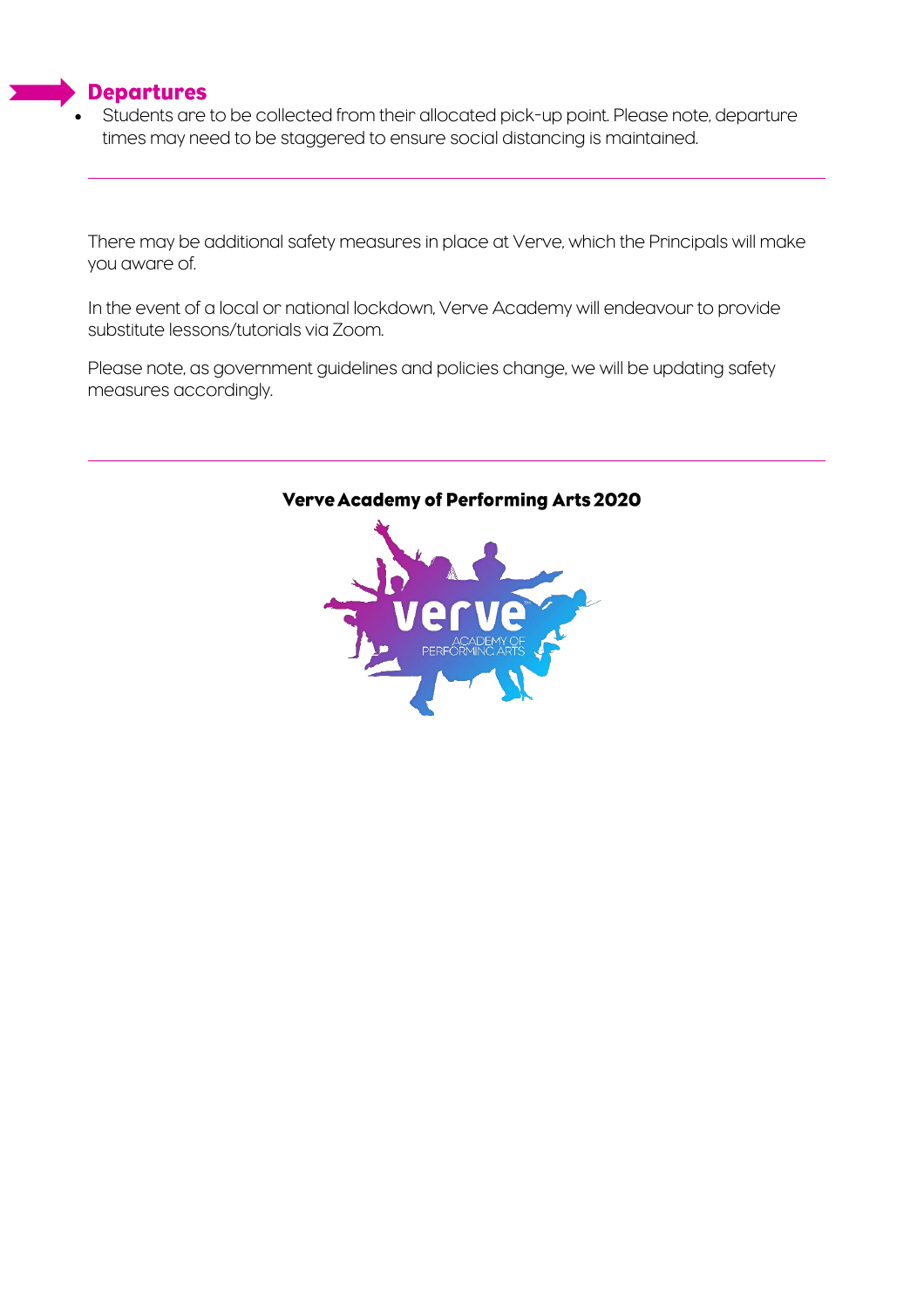## Departures

- Students are to be collected from their allocated pick-up point. Please note, departure times may need to be staggered to ensure social distancing is maintained.

---

There may be additional safety measures in place at Verve, which the Principals will make you aware of.

In the event of a local or national lockdown, Verve Academy will endeavour to provide substitute lessons/tutorials via Zoom.

Please note, as government guidelines and policies change, we will be updating safety measures accordingly.

---

**Verve Academy of Performing Arts 2020**